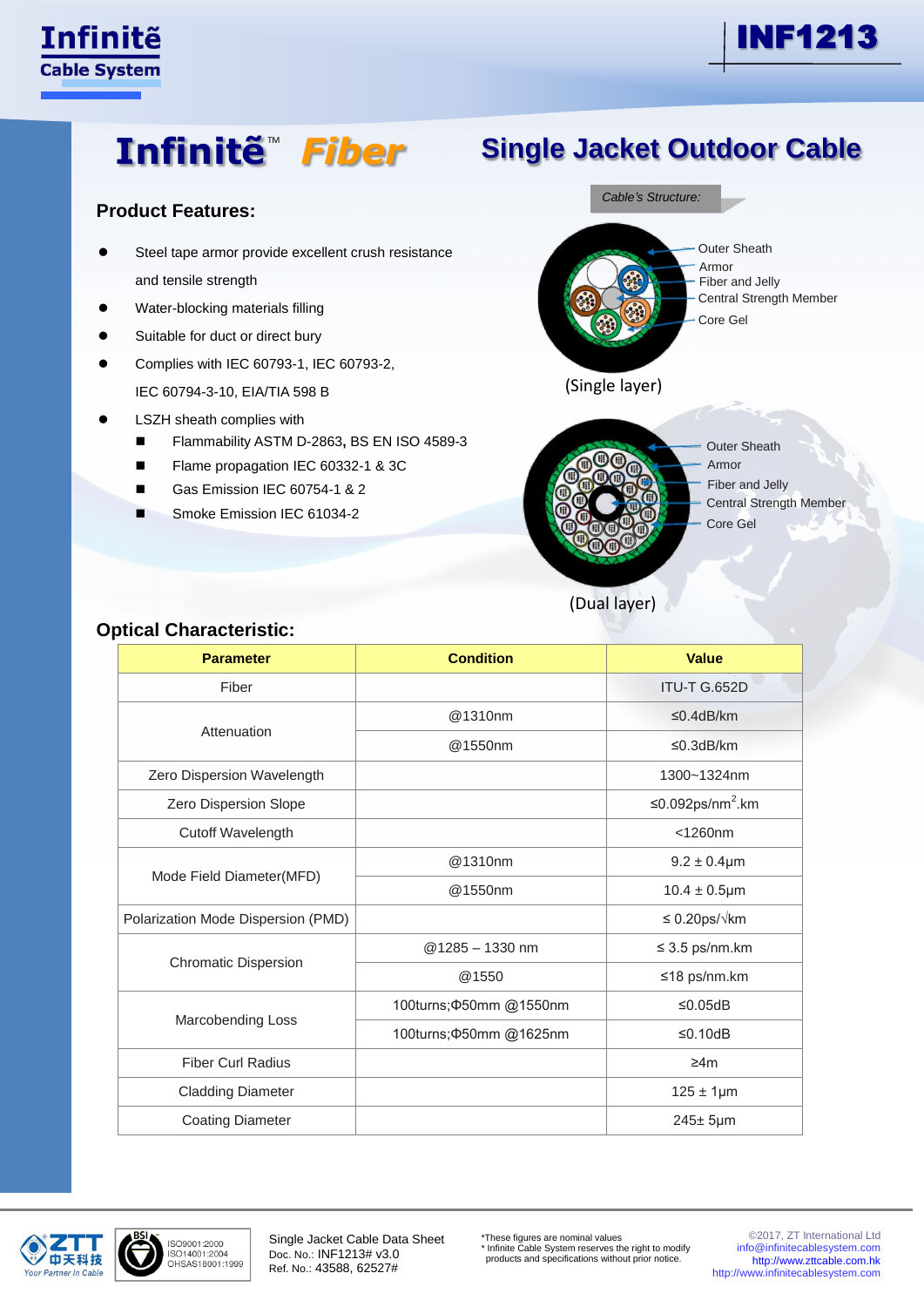Infinitē Cable System

INF1213

# Infinitē™ Fiber — Single Jacket Outdoor Cable

## Product Features:

- Steel tape armor provide excellent crush resistance and tensile strength
- Water-blocking materials filling
- Suitable for duct or direct bury
- Complies with IEC 60793-1, IEC 60793-2, IEC 60794-3-10, EIA/TIA 598 B
- LSZH sheath complies with
  - Flammability ASTM D-2863, BS EN ISO 4589-3
  - Flame propagation IEC 60332-1 & 3C
  - Gas Emission IEC 60754-1 & 2
  - Smoke Emission IEC 61034-2

*Cable's Structure:*

Outer Sheath
Armor
Fiber and Jelly
Central Strength Member
Core Gel

(Single layer)

Outer Sheath
Armor
Fiber and Jelly
Central Strength Member
Core Gel

(Dual layer)

## Optical Characteristic:

| Parameter | Condition | Value |
|---|---|---|
| Fiber | | ITU-T G.652D |
| Attenuation | @1310nm | ≤0.4dB/km |
| | @1550nm | ≤0.3dB/km |
| Zero Dispersion Wavelength | | 1300~1324nm |
| Zero Dispersion Slope | | ≤0.092ps/nm$^2$.km |
| Cutoff Wavelength | | <1260nm |
| Mode Field Diameter(MFD) | @1310nm | 9.2 ± 0.4μm |
| | @1550nm | 10.4 ± 0.5μm |
| Polarization Mode Dispersion (PMD) | | ≤ 0.20ps/√km |
| Chromatic Dispersion | @1285 – 1330 nm | ≤ 3.5 ps/nm.km |
| | @1550 | ≤18 ps/nm.km |
| Marcobending Loss | 100turns;Φ50mm @1550nm | ≤0.05dB |
| | 100turns;Φ50mm @1625nm | ≤0.10dB |
| Fiber Curl Radius | | ≥4m |
| Cladding Diameter | | 125 ± 1μm |
| Coating Diameter | | 245± 5μm |

ZTT 中天科技 Your Partner In Cable

BSI ISO9001:2000 ISO14001:2004 OHSAS18001:1999

Single Jacket Cable Data Sheet
Doc. No.: INF1213# v3.0
Ref. No.: 43588, 62527#

*These figures are nominal values
* Infinite Cable System reserves the right to modify products and specifications without prior notice.

©2017, ZT International Ltd
info@infinitecablesystem.com
http://www.zttcable.com.hk
http://www.infinitecablesystem.com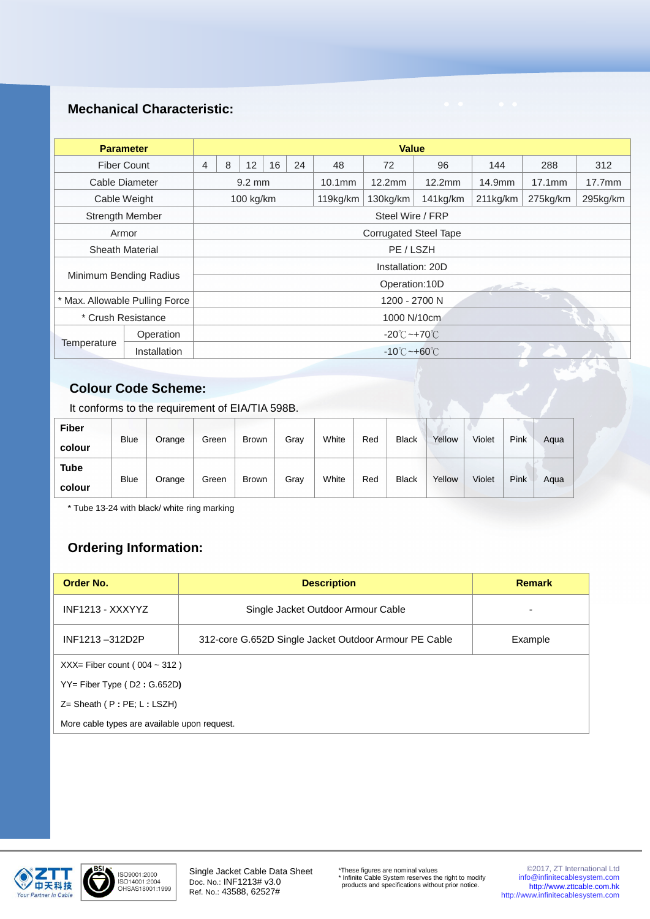## Mechanical Characteristic:

| Parameter | | Value | | | | | | | | | | |
|---|---|---|---|---|---|---|---|---|---|---|---|---|
| Fiber Count | | 4 | 8 | 12 | 16 | 24 | 48 | 72 | 96 | 144 | 288 | 312 |
| Cable Diameter | | 9.2 mm | | | | | 10.1mm | 12.2mm | 12.2mm | 14.9mm | 17.1mm | 17.7mm |
| Cable Weight | | 100 kg/km | | | | | 119kg/km | 130kg/km | 141kg/km | 211kg/km | 275kg/km | 295kg/km |
| Strength Member | | Steel Wire / FRP | | | | | | | | | | |
| Armor | | Corrugated Steel Tape | | | | | | | | | | |
| Sheath Material | | PE / LSZH | | | | | | | | | | |
| Minimum Bending Radius | | Installation: 20D | | | | | | | | | | |
| | | Operation:10D | | | | | | | | | | |
| * Max. Allowable Pulling Force | | 1200 - 2700 N | | | | | | | | | | |
| * Crush Resistance | | 1000 N/10cm | | | | | | | | | | |
| Temperature | Operation | -20℃~+70℃ | | | | | | | | | | |
| | Installation | -10℃~+60℃ | | | | | | | | | | |

## Colour Code Scheme:

It conforms to the requirement of EIA/TIA 598B.

| | | | | | | | | | | | | |
|---|---|---|---|---|---|---|---|---|---|---|---|---|
| **Fiber colour** | Blue | Orange | Green | Brown | Gray | White | Red | Black | Yellow | Violet | Pink | Aqua |
| **Tube colour** | Blue | Orange | Green | Brown | Gray | White | Red | Black | Yellow | Violet | Pink | Aqua |

* Tube 13-24 with black/ white ring marking

## Ordering Information:

| Order No. | Description | Remark |
|---|---|---|
| INF1213 - XXXYYZ | Single Jacket Outdoor Armour Cable | - |
| INF1213 –312D2P | 312-core G.652D Single Jacket Outdoor Armour PE Cable | Example |

XXX= Fiber count ( 004 ~ 312 )

YY= Fiber Type ( D2 **:** G.652D**)**

Z= Sheath ( P **:** PE; L **:** LSZH)

More cable types are available upon request.

Single Jacket Cable Data Sheet
Doc. No.: INF1213# v3.0
Ref. No.: 43588, 62527#

*These figures are nominal values
* Infinite Cable System reserves the right to modify products and specifications without prior notice.

©2017, ZT International Ltd
info@infinitecablesystem.com
http://www.zttcable.com.hk
http://www.infinitecablesystem.com